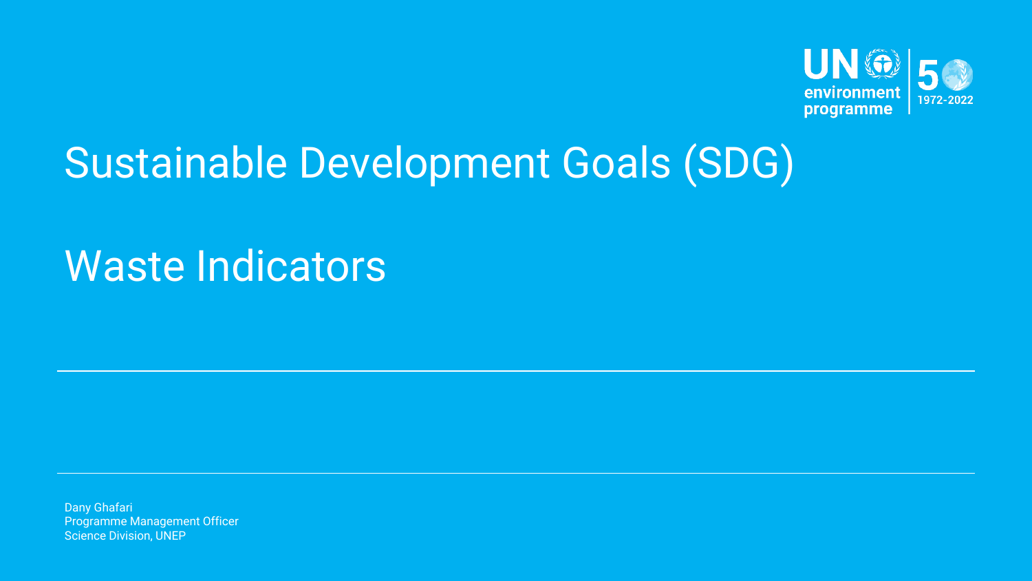# Sustainable Development Goals (SDG)

# Waste Indicators

Dany Ghafari
Programme Management Officer
Science Division, UNEP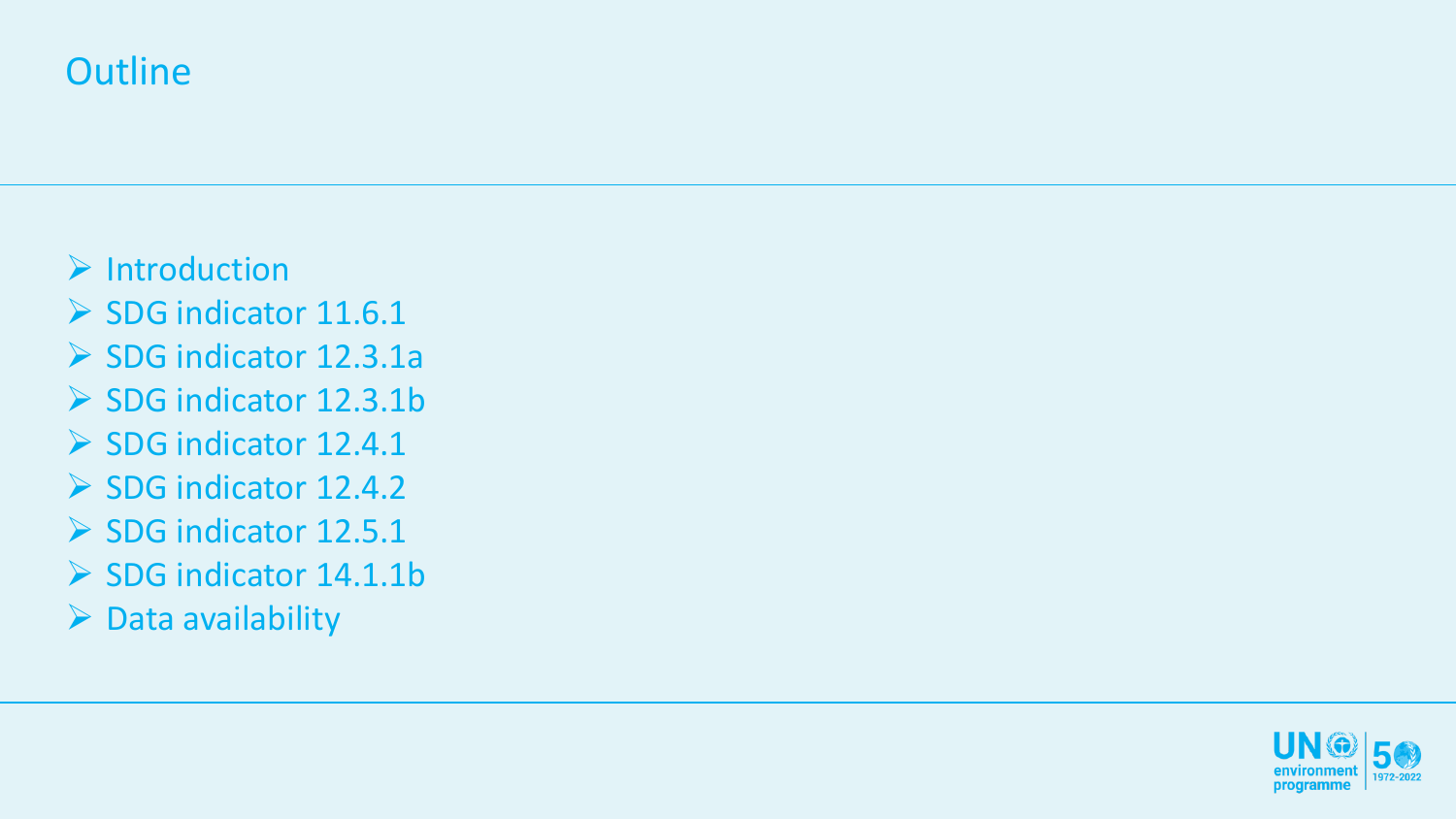# Outline

- Introduction
- SDG indicator 11.6.1
- SDG indicator 12.3.1a
- SDG indicator 12.3.1b
- SDG indicator 12.4.1
- SDG indicator 12.4.2
- SDG indicator 12.5.1
- SDG indicator 14.1.1b
- Data availability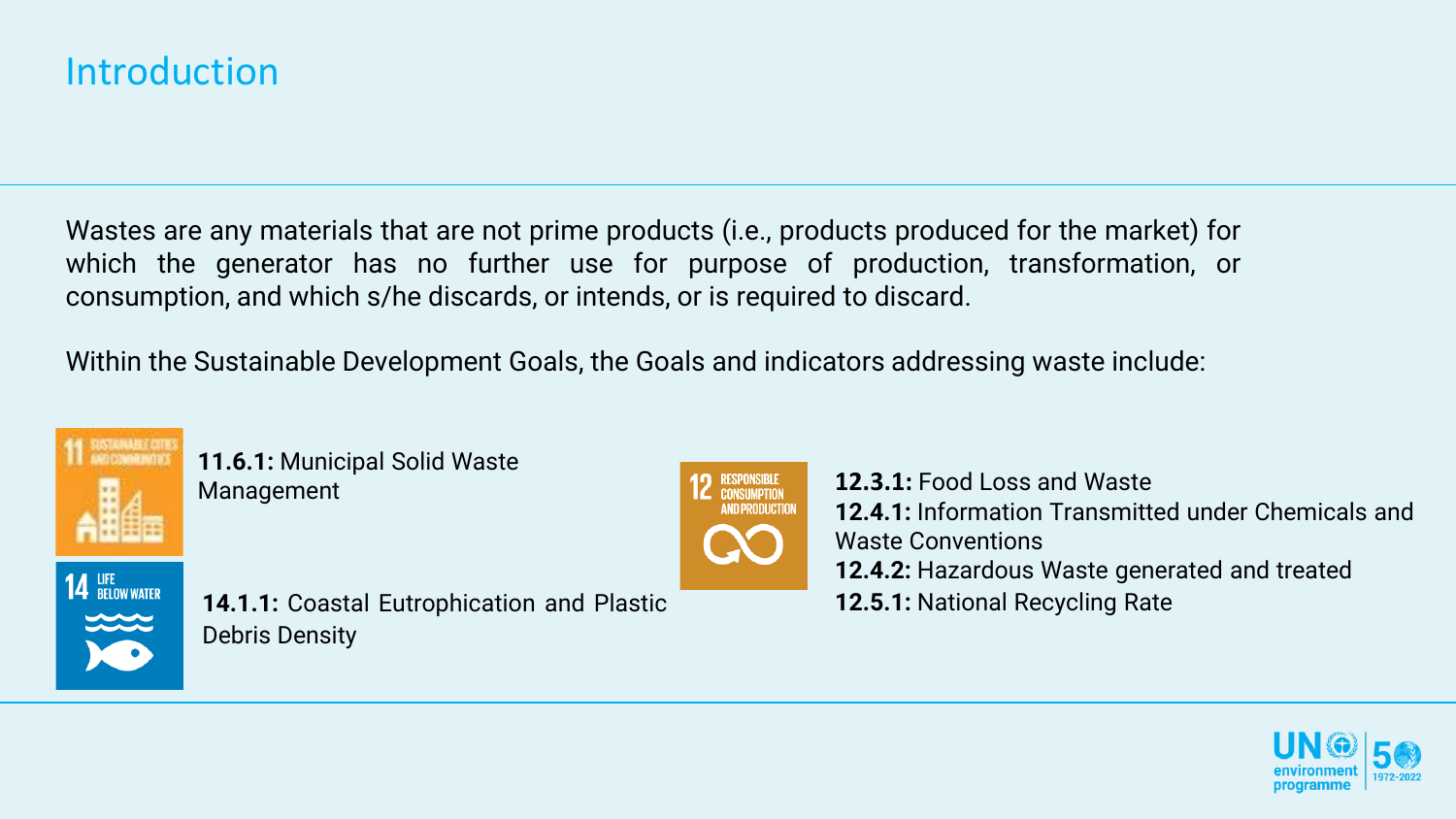# Introduction

Wastes are any materials that are not prime products (i.e., products produced for the market) for which the generator has no further use for purpose of production, transformation, or consumption, and which s/he discards, or intends, or is required to discard.

Within the Sustainable Development Goals, the Goals and indicators addressing waste include:

**11.6.1:** Municipal Solid Waste Management

**14.1.1:** Coastal Eutrophication and Plastic Debris Density

**12.3.1:** Food Loss and Waste
**12.4.1:** Information Transmitted under Chemicals and Waste Conventions
**12.4.2:** Hazardous Waste generated and treated
**12.5.1:** National Recycling Rate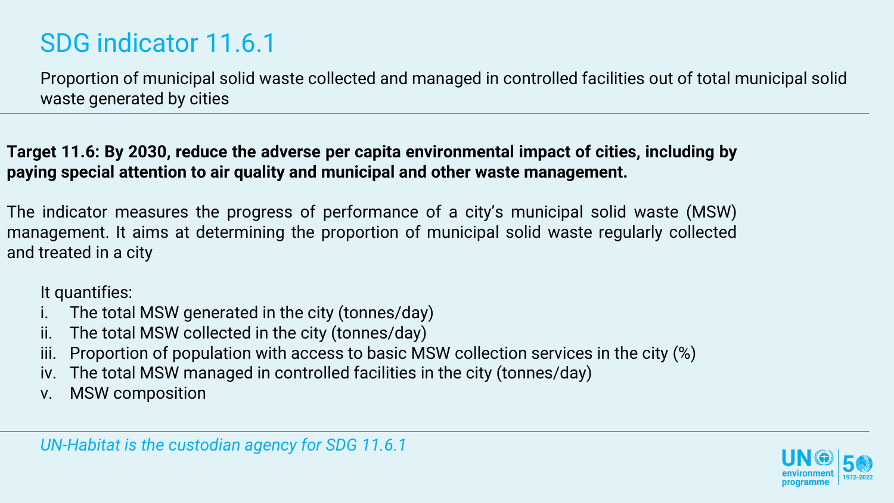# SDG indicator 11.6.1

Proportion of municipal solid waste collected and managed in controlled facilities out of total municipal solid waste generated by cities

**Target 11.6: By 2030, reduce the adverse per capita environmental impact of cities, including by paying special attention to air quality and municipal and other waste management.**

The indicator measures the progress of performance of a city's municipal solid waste (MSW) management. It aims at determining the proportion of municipal solid waste regularly collected and treated in a city

It quantifies:

- i. The total MSW generated in the city (tonnes/day)
- ii. The total MSW collected in the city (tonnes/day)
- iii. Proportion of population with access to basic MSW collection services in the city (%)
- iv. The total MSW managed in controlled facilities in the city (tonnes/day)
- v. MSW composition

*UN-Habitat is the custodian agency for SDG 11.6.1*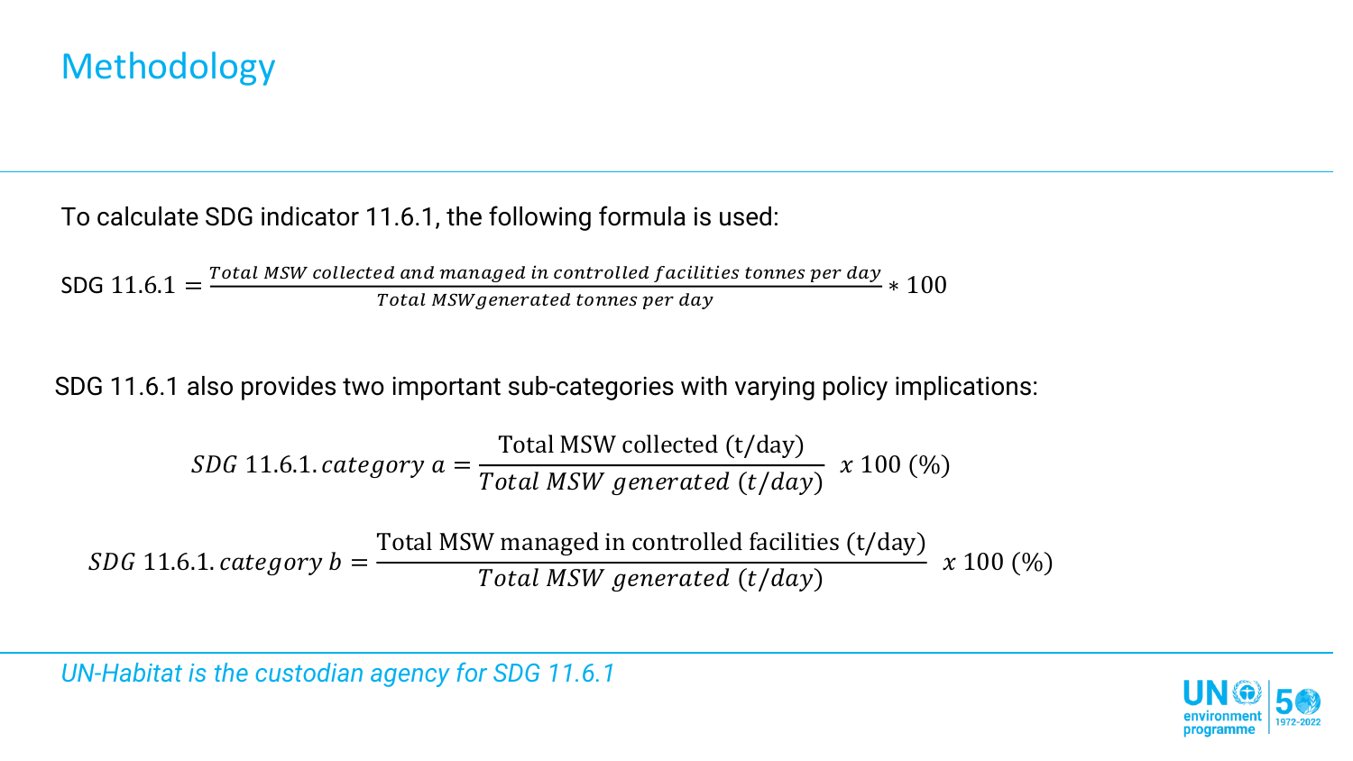# Methodology

To calculate SDG indicator 11.6.1, the following formula is used:

$$\text{SDG } 11.6.1 = \frac{\textit{Total MSW collected and managed in controlled facilities tonnes per day}}{\textit{Total MSW generated tonnes per day}} * 100$$

SDG 11.6.1 also provides two important sub-categories with varying policy implications:

$$SDG\ 11.6.1.\,category\ a = \frac{\text{Total MSW collected (t/day)}}{Total\ MSW\ generated\ (t/day)}\ x\ 100\ (\%)$$

$$SDG\ 11.6.1.\,category\ b = \frac{\text{Total MSW managed in controlled facilities (t/day)}}{Total\ MSW\ generated\ (t/day)}\ x\ 100\ (\%)$$

*UN-Habitat is the custodian agency for SDG 11.6.1*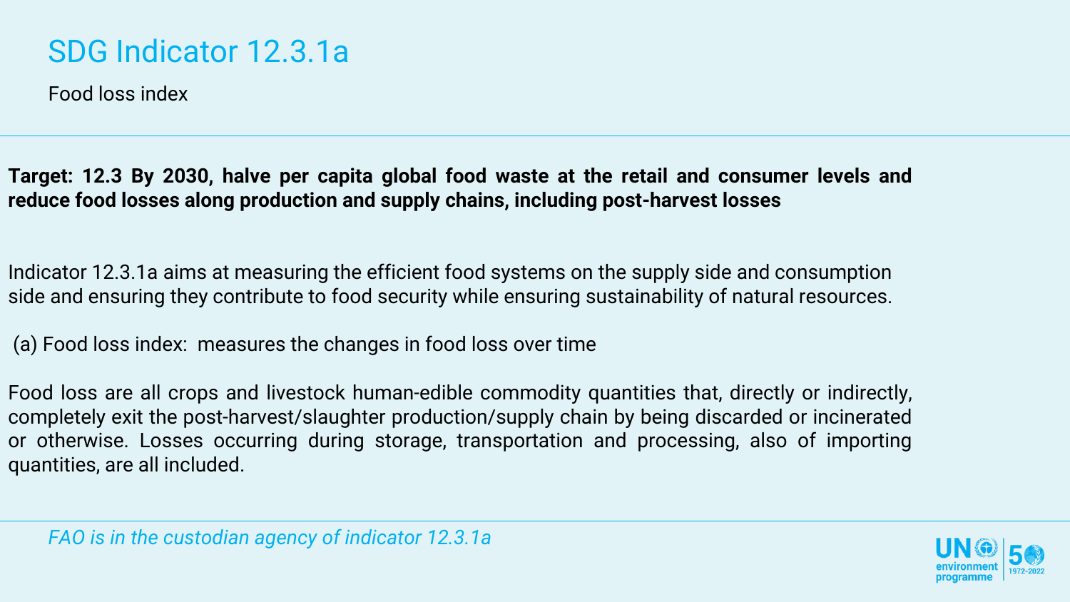# SDG Indicator 12.3.1a

Food loss index

**Target: 12.3 By 2030, halve per capita global food waste at the retail and consumer levels and reduce food losses along production and supply chains, including post-harvest losses**

Indicator 12.3.1a aims at measuring the efficient food systems on the supply side and consumption side and ensuring they contribute to food security while ensuring sustainability of natural resources.

(a) Food loss index: measures the changes in food loss over time

Food loss are all crops and livestock human-edible commodity quantities that, directly or indirectly, completely exit the post-harvest/slaughter production/supply chain by being discarded or incinerated or otherwise. Losses occurring during storage, transportation and processing, also of importing quantities, are all included.

*FAO is in the custodian agency of indicator 12.3.1a*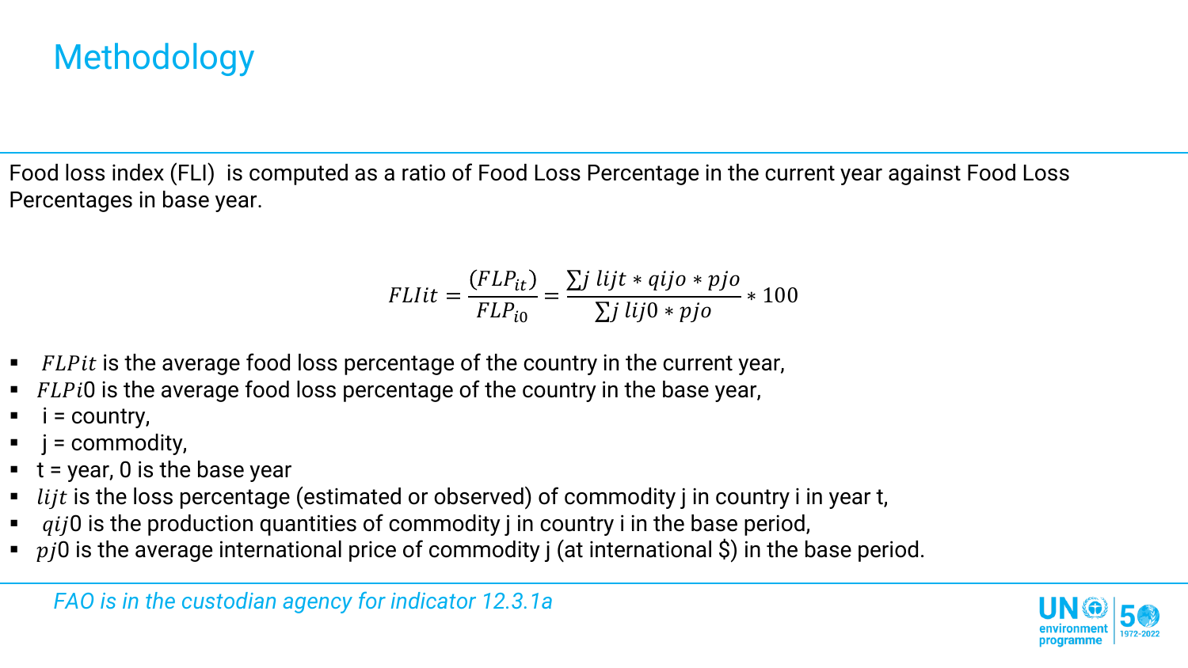# Methodology

Food loss index (FLI) is computed as a ratio of Food Loss Percentage in the current year against Food Loss Percentages in base year.

$$FLIit = \frac{(FLP_{it})}{FLP_{i0}} = \frac{\sum j\ lijt * qijo * pjo}{\sum j\ lij0 * pjo} * 100$$

- $FLPit$ is the average food loss percentage of the country in the current year,
- $FLPi0$ is the average food loss percentage of the country in the base year,
- i = country,
- j = commodity,
- t = year, 0 is the base year
- $lijt$ is the loss percentage (estimated or observed) of commodity j in country i in year t,
- $qij0$ is the production quantities of commodity j in country i in the base period,
- $pj0$ is the average international price of commodity j (at international $) in the base period.

*FAO is in the custodian agency for indicator 12.3.1a*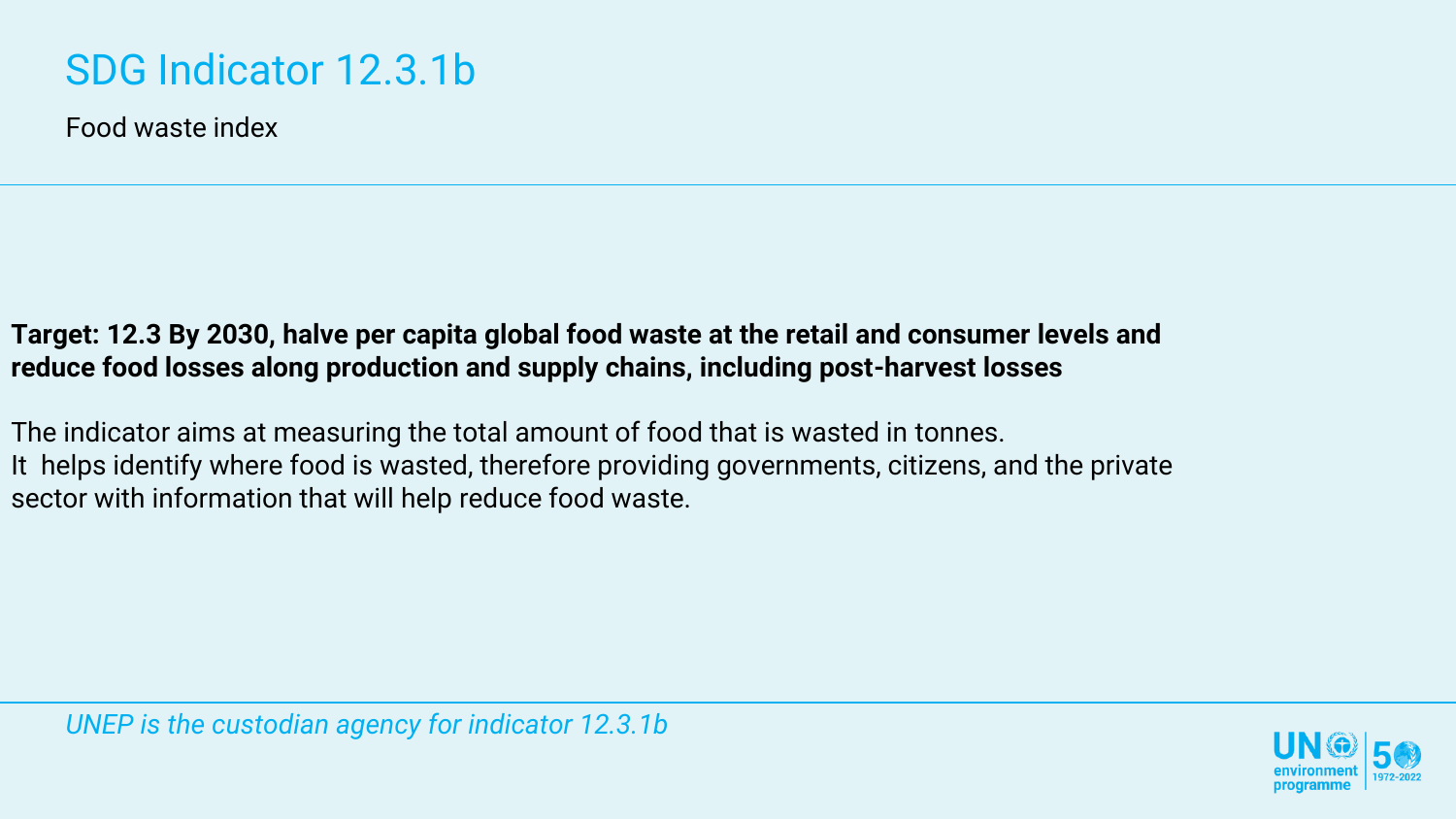# SDG Indicator 12.3.1b

Food waste index

**Target: 12.3 By 2030, halve per capita global food waste at the retail and consumer levels and reduce food losses along production and supply chains, including post-harvest losses**

The indicator aims at measuring the total amount of food that is wasted in tonnes.
It helps identify where food is wasted, therefore providing governments, citizens, and the private sector with information that will help reduce food waste.

*UNEP is the custodian agency for indicator 12.3.1b*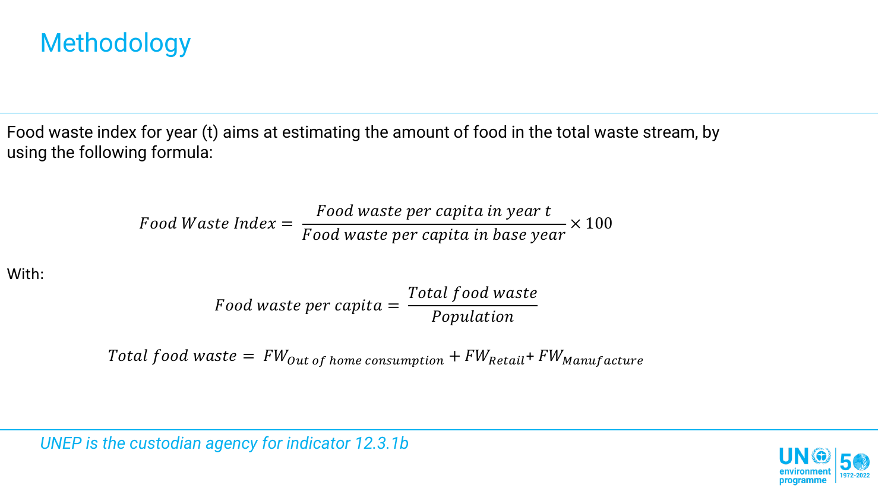# Methodology

Food waste index for year (t) aims at estimating the amount of food in the total waste stream, by using the following formula:

$$Food\ Waste\ Index = \frac{Food\ waste\ per\ capita\ in\ year\ t}{Food\ waste\ per\ capita\ in\ base\ year} \times 100$$

With:

$$Food\ waste\ per\ capita = \frac{Total\ food\ waste}{Population}$$

$$Total\ food\ waste = FW_{Out\ of\ home\ consumption} + FW_{Retail} + FW_{Manufacture}$$

*UNEP is the custodian agency for indicator 12.3.1b*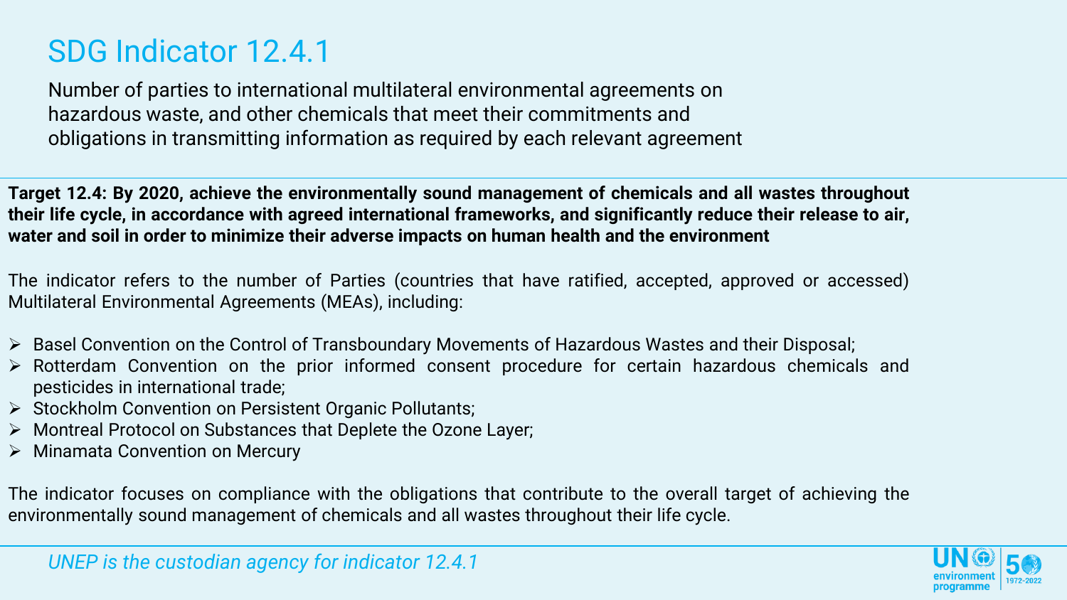# SDG Indicator 12.4.1

Number of parties to international multilateral environmental agreements on hazardous waste, and other chemicals that meet their commitments and obligations in transmitting information as required by each relevant agreement

**Target 12.4: By 2020, achieve the environmentally sound management of chemicals and all wastes throughout their life cycle, in accordance with agreed international frameworks, and significantly reduce their release to air, water and soil in order to minimize their adverse impacts on human health and the environment**

The indicator refers to the number of Parties (countries that have ratified, accepted, approved or accessed) Multilateral Environmental Agreements (MEAs), including:

- Basel Convention on the Control of Transboundary Movements of Hazardous Wastes and their Disposal;
- Rotterdam Convention on the prior informed consent procedure for certain hazardous chemicals and pesticides in international trade;
- Stockholm Convention on Persistent Organic Pollutants;
- Montreal Protocol on Substances that Deplete the Ozone Layer;
- Minamata Convention on Mercury

The indicator focuses on compliance with the obligations that contribute to the overall target of achieving the environmentally sound management of chemicals and all wastes throughout their life cycle.

*UNEP is the custodian agency for indicator 12.4.1*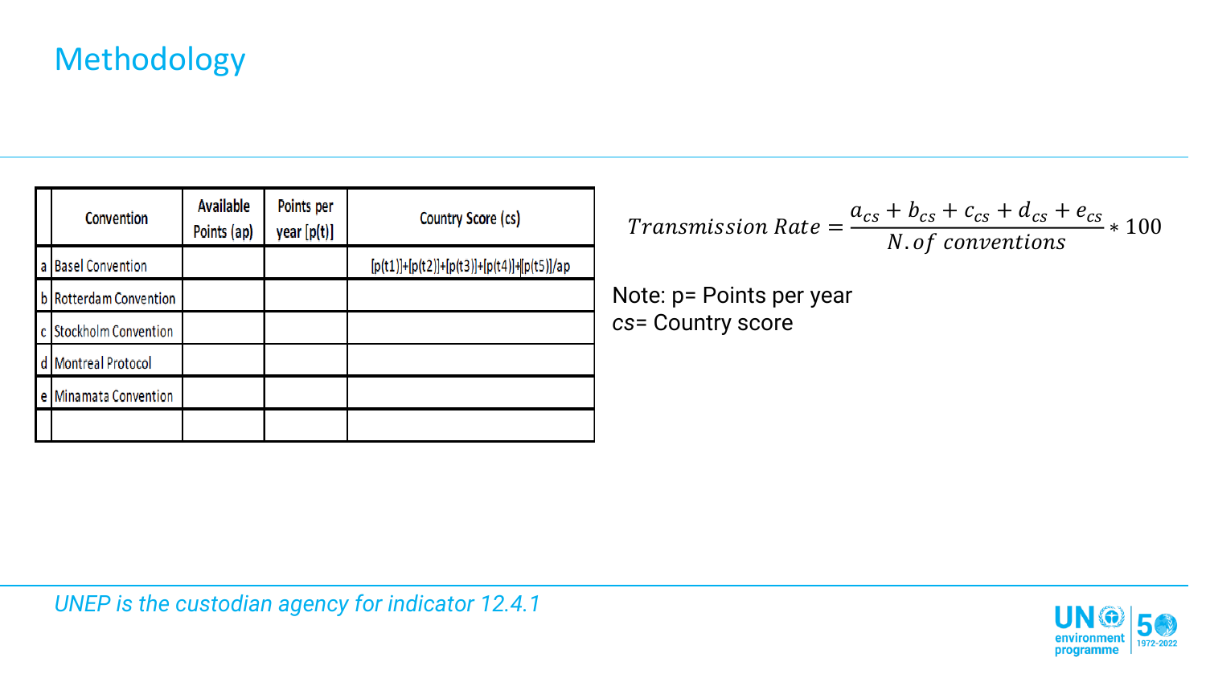# Methodology

| | Convention | Available Points (ap) | Points per year [p(t)] | Country Score (cs) |
|---|---|---|---|---|
| a | Basel Convention | | | [p(t1)]+[p(t2)]+[p(t3)]+[p(t4)]+[p(t5)]/ap |
| b | Rotterdam Convention | | | |
| c | Stockholm Convention | | | |
| d | Montreal Protocol | | | |
| e | Minamata Convention | | | |
| | | | | |

$$Transmission\ Rate = \frac{a_{cs} + b_{cs} + c_{cs} + d_{cs} + e_{cs}}{N.of\ conventions} * 100$$

Note: p= Points per year

cs= Country score

*UNEP is the custodian agency for indicator 12.4.1*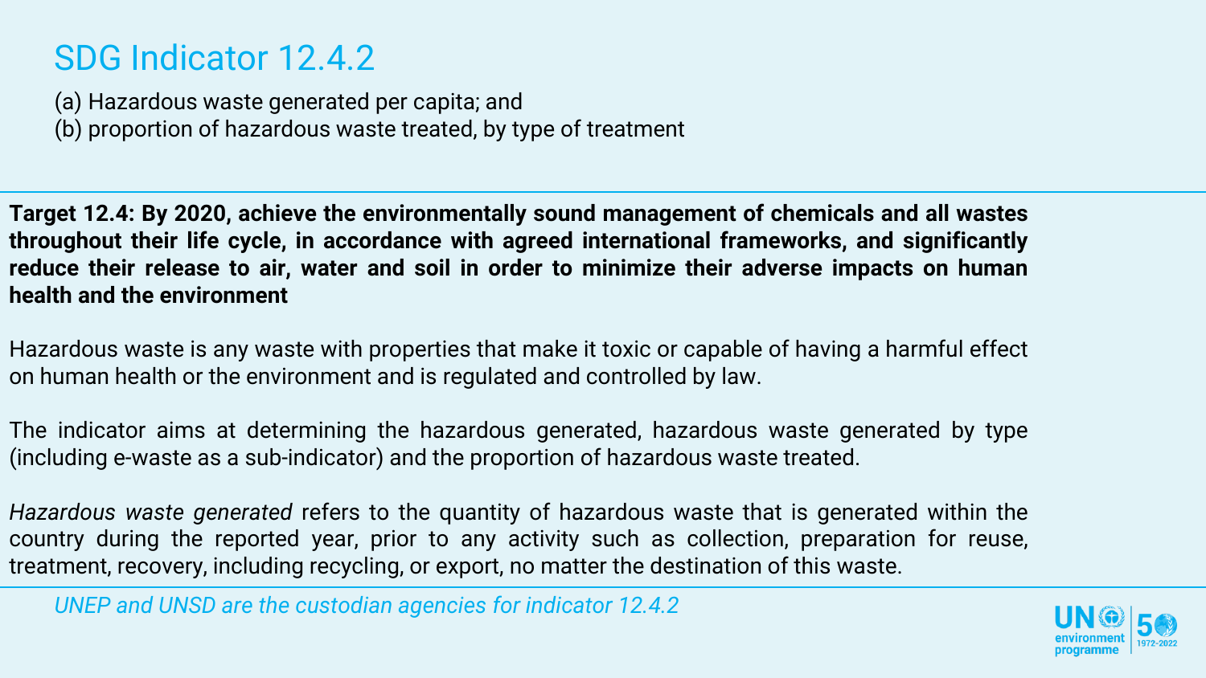# SDG Indicator 12.4.2

(a) Hazardous waste generated per capita; and
(b) proportion of hazardous waste treated, by type of treatment

**Target 12.4: By 2020, achieve the environmentally sound management of chemicals and all wastes throughout their life cycle, in accordance with agreed international frameworks, and significantly reduce their release to air, water and soil in order to minimize their adverse impacts on human health and the environment**

Hazardous waste is any waste with properties that make it toxic or capable of having a harmful effect on human health or the environment and is regulated and controlled by law.

The indicator aims at determining the hazardous generated, hazardous waste generated by type (including e-waste as a sub-indicator) and the proportion of hazardous waste treated.

*Hazardous waste generated* refers to the quantity of hazardous waste that is generated within the country during the reported year, prior to any activity such as collection, preparation for reuse, treatment, recovery, including recycling, or export, no matter the destination of this waste.

*UNEP and UNSD are the custodian agencies for indicator 12.4.2*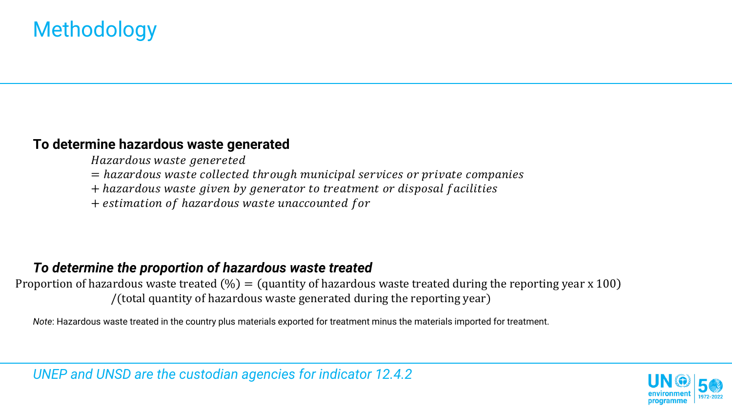# Methodology

**To determine hazardous waste generated**

$$
\begin{aligned}
&Hazardous\ waste\ genereted \\
&= hazardous\ waste\ collected\ through\ municipal\ services\ or\ private\ companies \\
&+ hazardous\ waste\ given\ by\ generator\ to\ treatment\ or\ disposal\ facilities \\
&+ estimation\ of\ hazardous\ waste\ unaccounted\ for
\end{aligned}
$$

***To determine the proportion of hazardous waste treated***

$$
\text{Proportion of hazardous waste treated (\%)} = (\text{quantity of hazardous waste treated during the reporting year x 100}) / (\text{total quantity of hazardous waste generated during the reporting year})
$$

*Note*: Hazardous waste treated in the country plus materials exported for treatment minus the materials imported for treatment.

*UNEP and UNSD are the custodian agencies for indicator 12.4.2*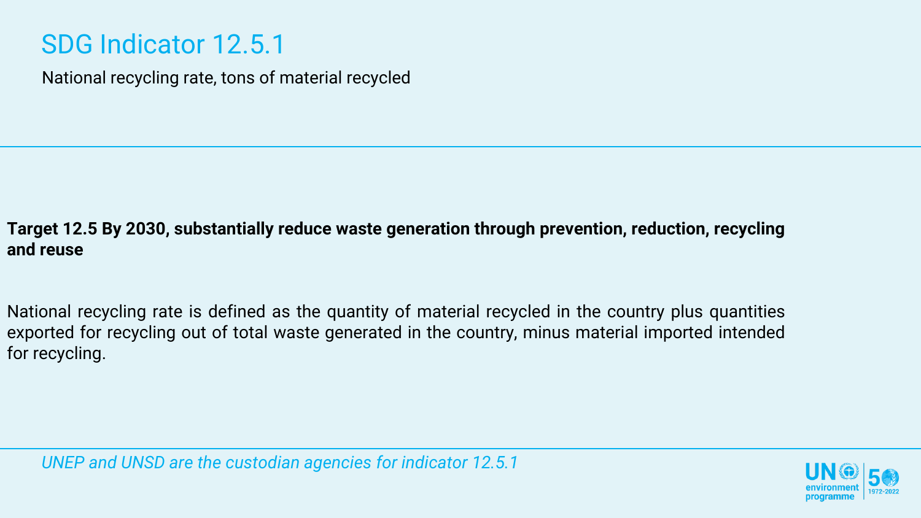# SDG Indicator 12.5.1

National recycling rate, tons of material recycled

**Target 12.5 By 2030, substantially reduce waste generation through prevention, reduction, recycling and reuse**

National recycling rate is defined as the quantity of material recycled in the country plus quantities exported for recycling out of total waste generated in the country, minus material imported intended for recycling.

*UNEP and UNSD are the custodian agencies for indicator 12.5.1*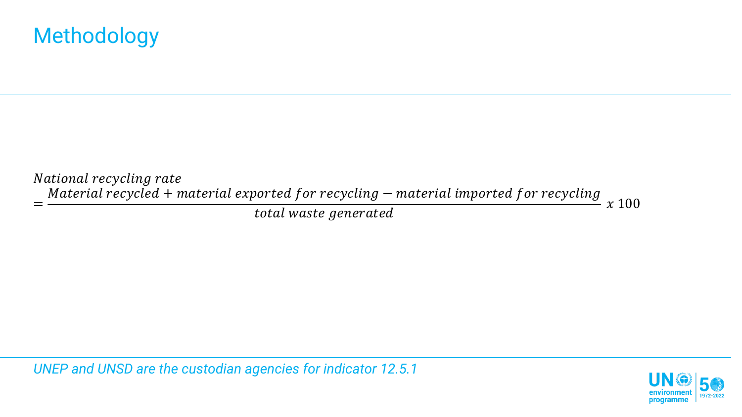# Methodology

$$National\ recycling\ rate = \frac{Material\ recycled + material\ exported\ for\ recycling - material\ imported\ for\ recycling}{total\ waste\ generated}\ x\ 100$$

*UNEP and UNSD are the custodian agencies for indicator 12.5.1*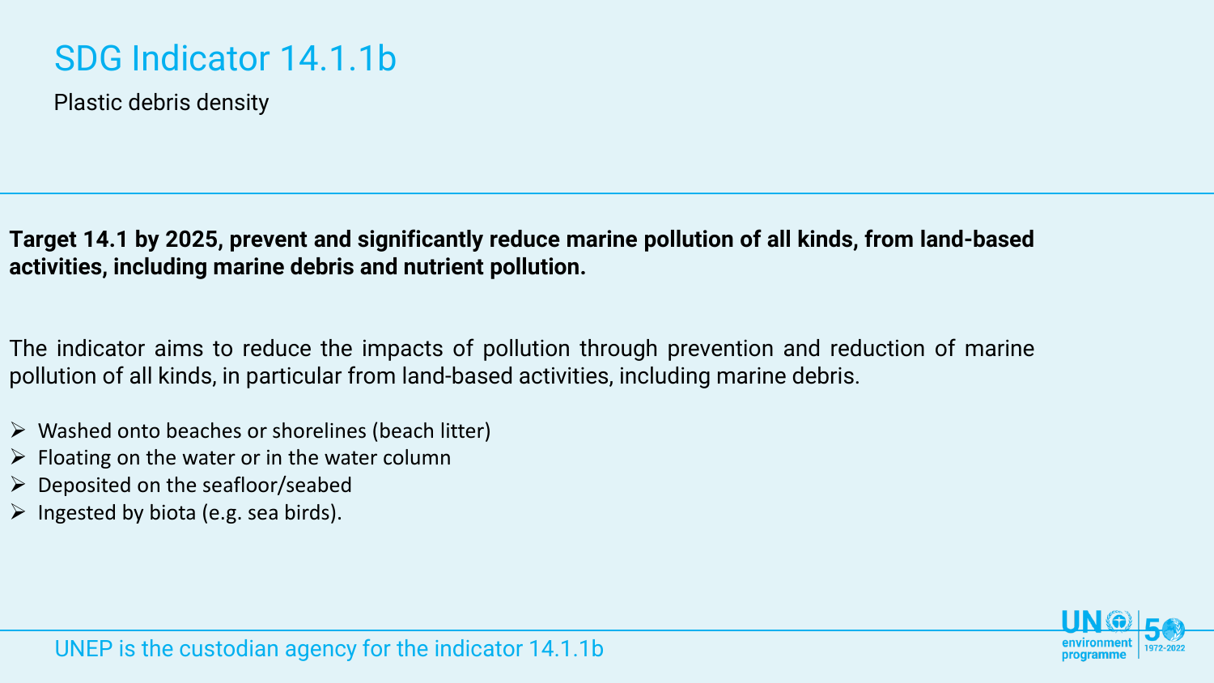# SDG Indicator 14.1.1b

Plastic debris density

**Target 14.1 by 2025, prevent and significantly reduce marine pollution of all kinds, from land-based activities, including marine debris and nutrient pollution.**

The indicator aims to reduce the impacts of pollution through prevention and reduction of marine pollution of all kinds, in particular from land-based activities, including marine debris.

- Washed onto beaches or shorelines (beach litter)
- Floating on the water or in the water column
- Deposited on the seafloor/seabed
- Ingested by biota (e.g. sea birds).

UNEP is the custodian agency for the indicator 14.1.1b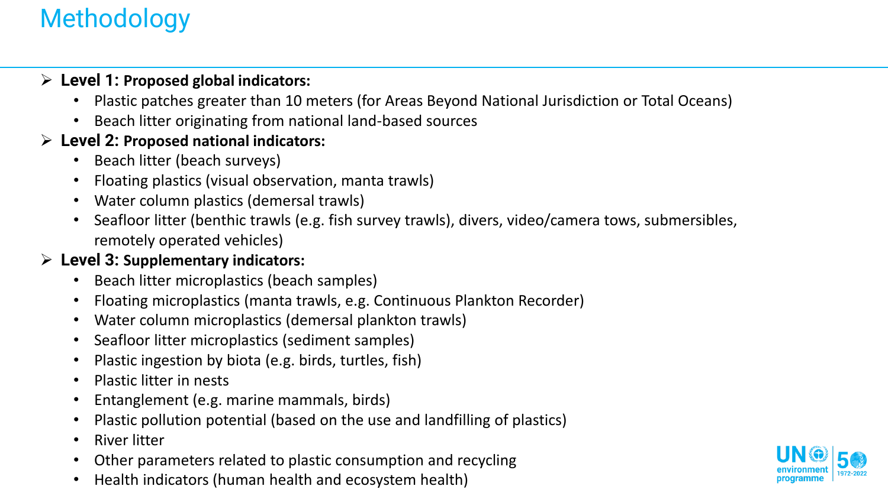# Methodology

- **Level 1: Proposed global indicators:**
  - Plastic patches greater than 10 meters (for Areas Beyond National Jurisdiction or Total Oceans)
  - Beach litter originating from national land-based sources
- **Level 2: Proposed national indicators:**
  - Beach litter (beach surveys)
  - Floating plastics (visual observation, manta trawls)
  - Water column plastics (demersal trawls)
  - Seafloor litter (benthic trawls (e.g. fish survey trawls), divers, video/camera tows, submersibles, remotely operated vehicles)
- **Level 3: Supplementary indicators:**
  - Beach litter microplastics (beach samples)
  - Floating microplastics (manta trawls, e.g. Continuous Plankton Recorder)
  - Water column microplastics (demersal plankton trawls)
  - Seafloor litter microplastics (sediment samples)
  - Plastic ingestion by biota (e.g. birds, turtles, fish)
  - Plastic litter in nests
  - Entanglement (e.g. marine mammals, birds)
  - Plastic pollution potential (based on the use and landfilling of plastics)
  - River litter
  - Other parameters related to plastic consumption and recycling
  - Health indicators (human health and ecosystem health)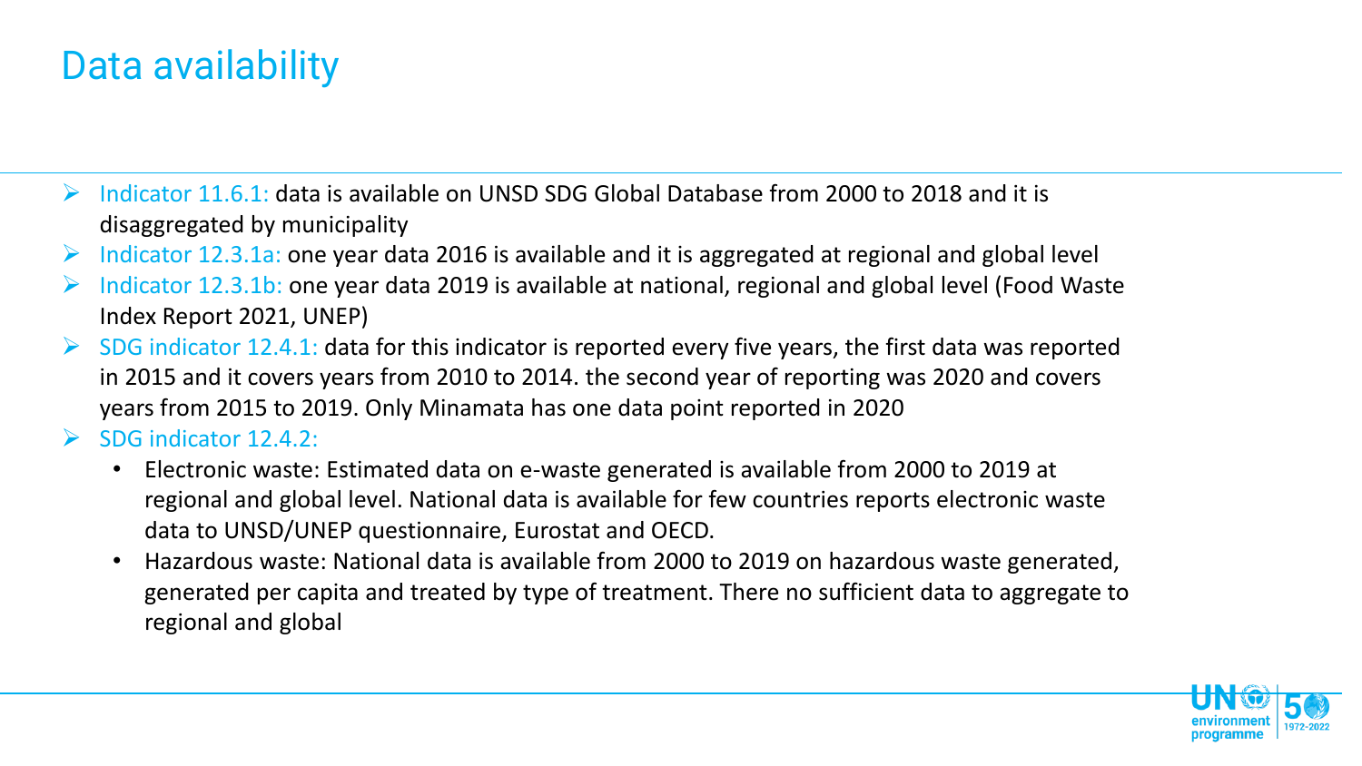# Data availability

- Indicator 11.6.1: data is available on UNSD SDG Global Database from 2000 to 2018 and it is disaggregated by municipality
- Indicator 12.3.1a: one year data 2016 is available and it is aggregated at regional and global level
- Indicator 12.3.1b: one year data 2019 is available at national, regional and global level (Food Waste Index Report 2021, UNEP)
- SDG indicator 12.4.1: data for this indicator is reported every five years, the first data was reported in 2015 and it covers years from 2010 to 2014. the second year of reporting was 2020 and covers years from 2015 to 2019. Only Minamata has one data point reported in 2020
- SDG indicator 12.4.2:
  - Electronic waste: Estimated data on e-waste generated is available from 2000 to 2019 at regional and global level. National data is available for few countries reports electronic waste data to UNSD/UNEP questionnaire, Eurostat and OECD.
  - Hazardous waste: National data is available from 2000 to 2019 on hazardous waste generated, generated per capita and treated by type of treatment. There no sufficient data to aggregate to regional and global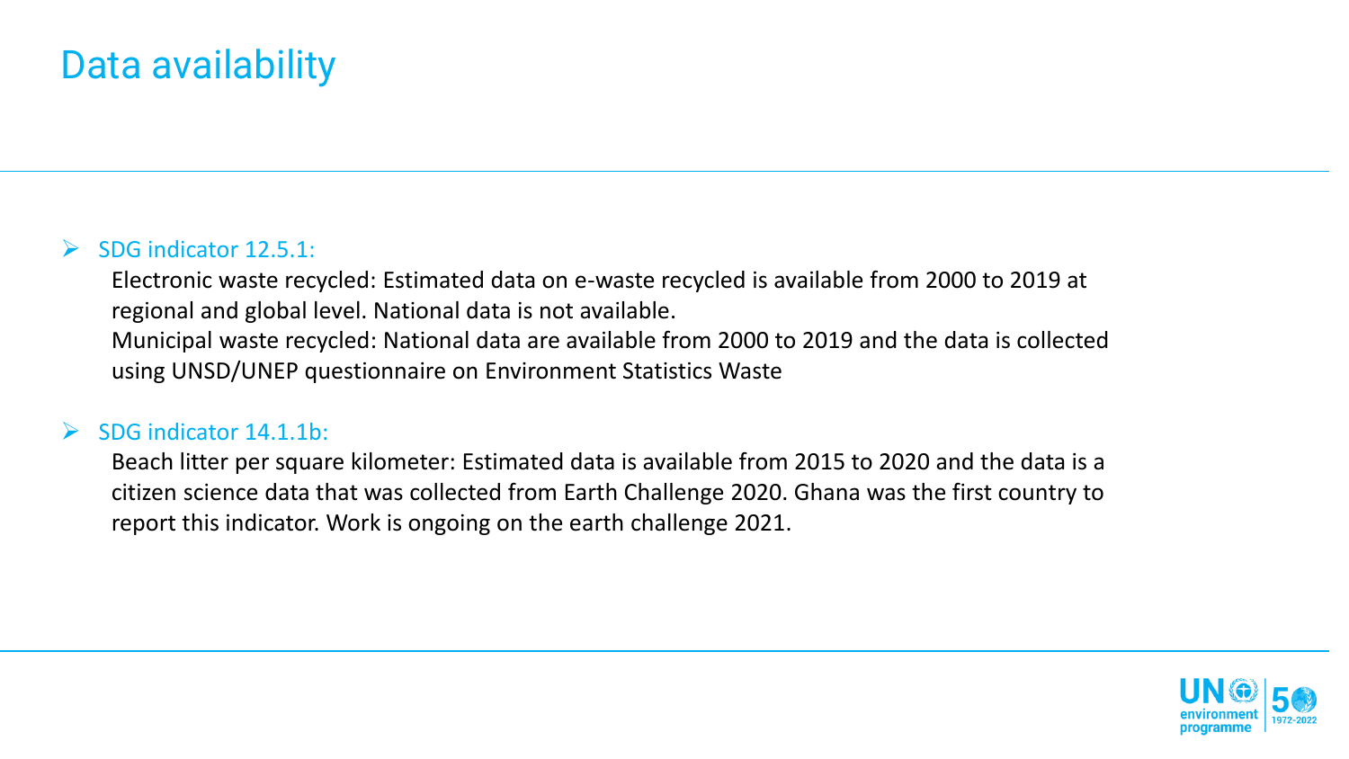# Data availability

- SDG indicator 12.5.1:

  Electronic waste recycled: Estimated data on e-waste recycled is available from 2000 to 2019 at regional and global level. National data is not available.

  Municipal waste recycled: National data are available from 2000 to 2019 and the data is collected using UNSD/UNEP questionnaire on Environment Statistics Waste

- SDG indicator 14.1.1b:

  Beach litter per square kilometer: Estimated data is available from 2015 to 2020 and the data is a citizen science data that was collected from Earth Challenge 2020. Ghana was the first country to report this indicator. Work is ongoing on the earth challenge 2021.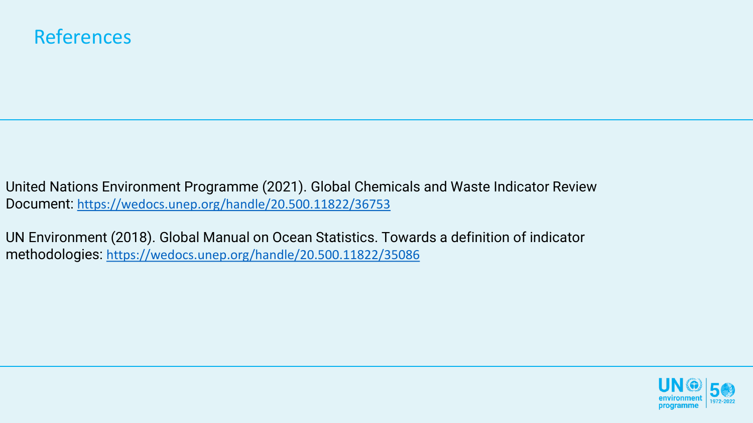# References

United Nations Environment Programme (2021). Global Chemicals and Waste Indicator Review Document: https://wedocs.unep.org/handle/20.500.11822/36753

UN Environment (2018). Global Manual on Ocean Statistics. Towards a definition of indicator methodologies: https://wedocs.unep.org/handle/20.500.11822/35086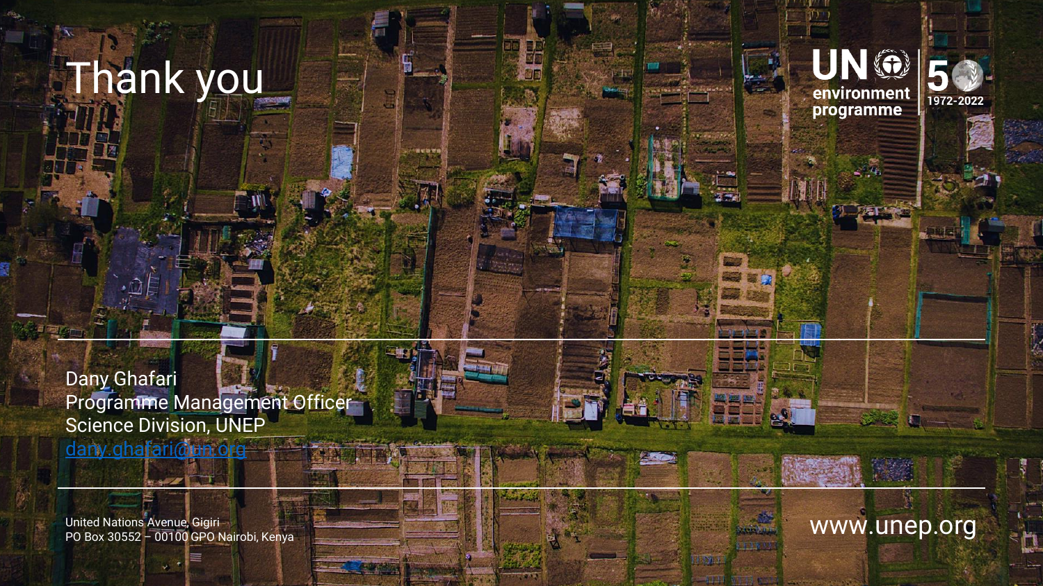# Thank you

UN environment programme | 50 1972-2022

Dany Ghafari
Programme Management Officer
Science Division, UNEP
dany.ghafari@un.org

United Nations Avenue, Gigiri
PO Box 30552 – 00100 GPO Nairobi, Kenya

www.unep.org